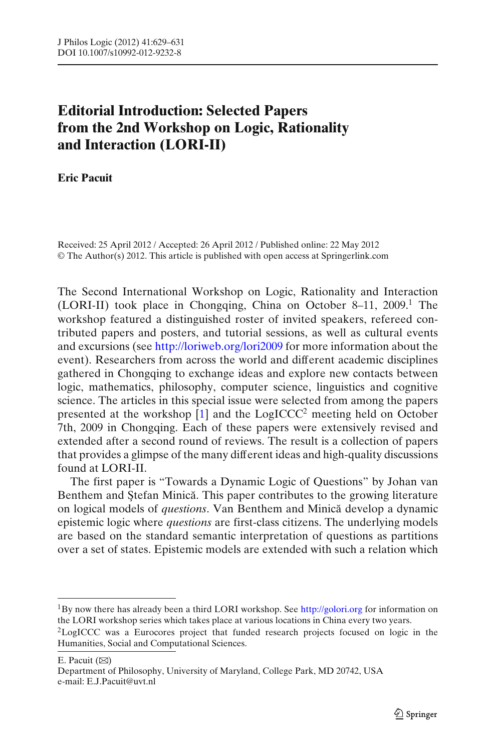# Editorial Introduction: Selected Papers from the 2nd Workshop on Logic, Rationality and Interaction (LORI-II)

**Eric Pacuit**

Received: 25 April 2012 / Accepted: 26 April 2012 / Published online: 22 May 2012
© The Author(s) 2012. This article is published with open access at Springerlink.com

The Second International Workshop on Logic, Rationality and Interaction (LORI-II) took place in Chongqing, China on October 8–11, 2009.[1] The workshop featured a distinguished roster of invited speakers, refereed contributed papers and posters, and tutorial sessions, as well as cultural events and excursions (see http://loriweb.org/lori2009 for more information about the event). Researchers from across the world and different academic disciplines gathered in Chongqing to exchange ideas and explore new contacts between logic, mathematics, philosophy, computer science, linguistics and cognitive science. The articles in this special issue were selected from among the papers presented at the workshop [1] and the LogICCC[2] meeting held on October 7th, 2009 in Chongqing. Each of these papers were extensively revised and extended after a second round of reviews. The result is a collection of papers that provides a glimpse of the many different ideas and high-quality discussions found at LORI-II.

The first paper is "Towards a Dynamic Logic of Questions" by Johan van Benthem and Ştefan Minică. This paper contributes to the growing literature on logical models of *questions*. Van Benthem and Minică develop a dynamic epistemic logic where *questions* are first-class citizens. The underlying models are based on the standard semantic interpretation of questions as partitions over a set of states. Epistemic models are extended with such a relation which

---

[1] By now there has already been a third LORI workshop. See http://golori.org for information on the LORI workshop series which takes place at various locations in China every two years.

[2] LogICCC was a Eurocores project that funded research projects focused on logic in the Humanities, Social and Computational Sciences.

E. Pacuit (✉)
Department of Philosophy, University of Maryland, College Park, MD 20742, USA
e-mail: E.J.Pacuit@uvt.nl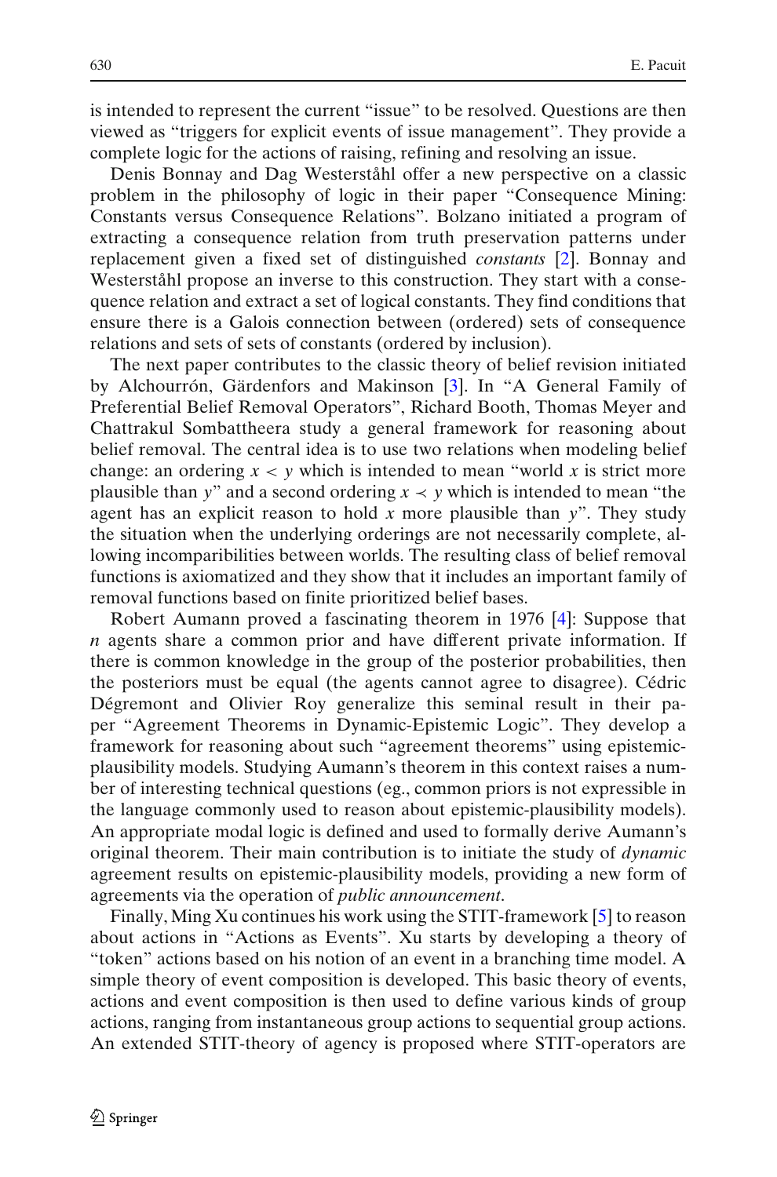is intended to represent the current "issue" to be resolved. Questions are then viewed as "triggers for explicit events of issue management". They provide a complete logic for the actions of raising, refining and resolving an issue.

Denis Bonnay and Dag Westerståhl offer a new perspective on a classic problem in the philosophy of logic in their paper "Consequence Mining: Constants versus Consequence Relations". Bolzano initiated a program of extracting a consequence relation from truth preservation patterns under replacement given a fixed set of distinguished *constants* [2]. Bonnay and Westerståhl propose an inverse to this construction. They start with a consequence relation and extract a set of logical constants. They find conditions that ensure there is a Galois connection between (ordered) sets of consequence relations and sets of sets of constants (ordered by inclusion).

The next paper contributes to the classic theory of belief revision initiated by Alchourrón, Gärdenfors and Makinson [3]. In "A General Family of Preferential Belief Removal Operators", Richard Booth, Thomas Meyer and Chattrakul Sombattheera study a general framework for reasoning about belief removal. The central idea is to use two relations when modeling belief change: an ordering $x < y$ which is intended to mean "world $x$ is strict more plausible than $y$" and a second ordering $x \prec y$ which is intended to mean "the agent has an explicit reason to hold $x$ more plausible than $y$". They study the situation when the underlying orderings are not necessarily complete, allowing incomparibilities between worlds. The resulting class of belief removal functions is axiomatized and they show that it includes an important family of removal functions based on finite prioritized belief bases.

Robert Aumann proved a fascinating theorem in 1976 [4]: Suppose that $n$ agents share a common prior and have different private information. If there is common knowledge in the group of the posterior probabilities, then the posteriors must be equal (the agents cannot agree to disagree). Cédric Dégremont and Olivier Roy generalize this seminal result in their paper "Agreement Theorems in Dynamic-Epistemic Logic". They develop a framework for reasoning about such "agreement theorems" using epistemic-plausibility models. Studying Aumann's theorem in this context raises a number of interesting technical questions (eg., common priors is not expressible in the language commonly used to reason about epistemic-plausibility models). An appropriate modal logic is defined and used to formally derive Aumann's original theorem. Their main contribution is to initiate the study of *dynamic* agreement results on epistemic-plausibility models, providing a new form of agreements via the operation of *public announcement*.

Finally, Ming Xu continues his work using the STIT-framework [5] to reason about actions in "Actions as Events". Xu starts by developing a theory of "token" actions based on his notion of an event in a branching time model. A simple theory of event composition is developed. This basic theory of events, actions and event composition is then used to define various kinds of group actions, ranging from instantaneous group actions to sequential group actions. An extended STIT-theory of agency is proposed where STIT-operators are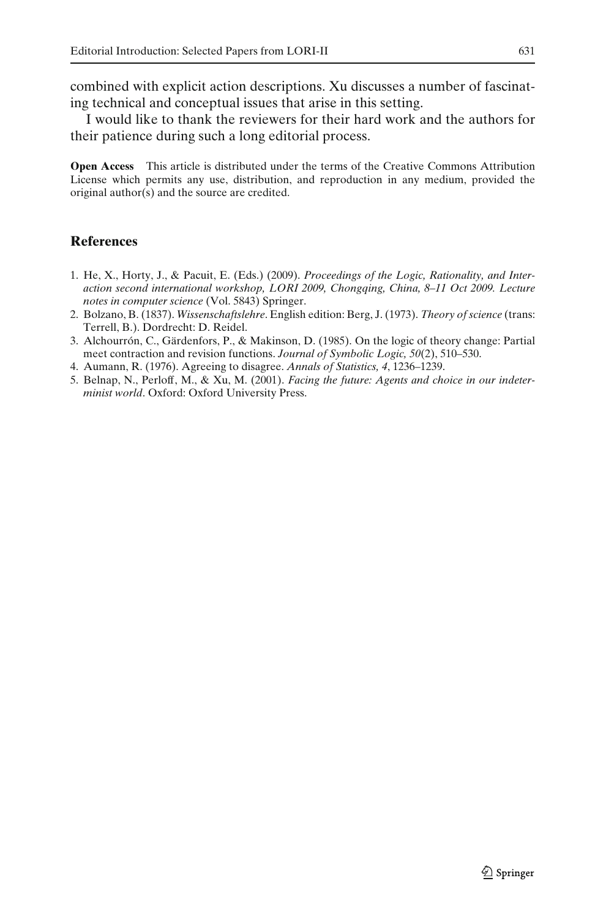combined with explicit action descriptions. Xu discusses a number of fascinating technical and conceptual issues that arise in this setting.

I would like to thank the reviewers for their hard work and the authors for their patience during such a long editorial process.

**Open Access** This article is distributed under the terms of the Creative Commons Attribution License which permits any use, distribution, and reproduction in any medium, provided the original author(s) and the source are credited.

## References

1. He, X., Horty, J., & Pacuit, E. (Eds.) (2009). *Proceedings of the Logic, Rationality, and Interaction second international workshop, LORI 2009, Chongqing, China, 8–11 Oct 2009. Lecture notes in computer science* (Vol. 5843) Springer.
2. Bolzano, B. (1837). *Wissenschaftslehre*. English edition: Berg, J. (1973). *Theory of science* (trans: Terrell, B.). Dordrecht: D. Reidel.
3. Alchourrón, C., Gärdenfors, P., & Makinson, D. (1985). On the logic of theory change: Partial meet contraction and revision functions. *Journal of Symbolic Logic, 50*(2), 510–530.
4. Aumann, R. (1976). Agreeing to disagree. *Annals of Statistics, 4*, 1236–1239.
5. Belnap, N., Perloff, M., & Xu, M. (2001). *Facing the future: Agents and choice in our indeterminist world*. Oxford: Oxford University Press.